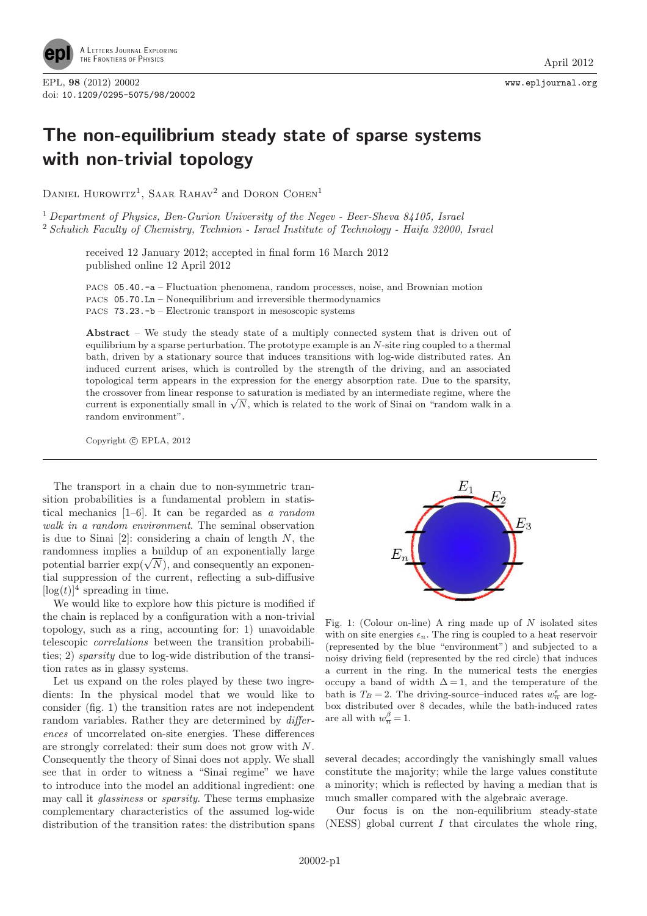# The non-equilibrium steady state of sparse systems with non-trivial topology

Daniel Hurowitz[1], Saar Rahav[2] and Doron Cohen[1]

[1] *Department of Physics, Ben-Gurion University of the Negev - Beer-Sheva 84105, Israel*
[2] *Schulich Faculty of Chemistry, Technion - Israel Institute of Technology - Haifa 32000, Israel*

received 12 January 2012; accepted in final form 16 March 2012
published online 12 April 2012

PACS 05.40.-a – Fluctuation phenomena, random processes, noise, and Brownian motion
PACS 05.70.Ln – Nonequilibrium and irreversible thermodynamics
PACS 73.23.-b – Electronic transport in mesoscopic systems

**Abstract** – We study the steady state of a multiply connected system that is driven out of equilibrium by a sparse perturbation. The prototype example is an $N$-site ring coupled to a thermal bath, driven by a stationary source that induces transitions with log-wide distributed rates. An induced current arises, which is controlled by the strength of the driving, and an associated topological term appears in the expression for the energy absorption rate. Due to the sparsity, the crossover from linear response to saturation is mediated by an intermediate regime, where the current is exponentially small in $\sqrt{N}$, which is related to the work of Sinai on "random walk in a random environment".

Copyright © EPLA, 2012

The transport in a chain due to non-symmetric transition probabilities is a fundamental problem in statistical mechanics [1–6]. It can be regarded as *a random walk in a random environment*. The seminal observation is due to Sinai [2]: considering a chain of length $N$, the randomness implies a buildup of an exponentially large potential barrier $\exp(\sqrt{N})$, and consequently an exponential suppression of the current, reflecting a sub-diffusive $[\log(t)]^4$ spreading in time.

We would like to explore how this picture is modified if the chain is replaced by a configuration with a non-trivial topology, such as a ring, accounting for: 1) unavoidable telescopic *correlations* between the transition probabilities; 2) *sparsity* due to log-wide distribution of the transition rates as in glassy systems.

Let us expand on the roles played by these two ingredients: In the physical model that we would like to consider (fig. 1) the transition rates are not independent random variables. Rather they are determined by *differences* of uncorrelated on-site energies. These differences are strongly correlated: their sum does not grow with $N$. Consequently the theory of Sinai does not apply. We shall see that in order to witness a "Sinai regime" we have to introduce into the model an additional ingredient: one may call it *glassiness* or *sparsity*. These terms emphasize complementary characteristics of the assumed log-wide distribution of the transition rates: the distribution spans several decades; accordingly the vanishingly small values constitute the majority; while the large values constitute a minority; which is reflected by having a median that is much smaller compared with the algebraic average.

Fig. 1: (Colour on-line) A ring made up of $N$ isolated sites with on site energies $\epsilon_n$. The ring is coupled to a heat reservoir (represented by the blue "environment") and subjected to a noisy driving field (represented by the red circle) that induces a current in the ring. In the numerical tests the energies occupy a band of width $\Delta = 1$, and the temperature of the bath is $T_B = 2$. The driving-source–induced rates $w^{\epsilon}_{\overrightarrow{n}}$ are log-box distributed over 8 decades, while the bath-induced rates are all with $w^{\beta}_{\overrightarrow{n}} = 1$.

Our focus is on the non-equilibrium steady-state (NESS) global current $I$ that circulates the whole ring,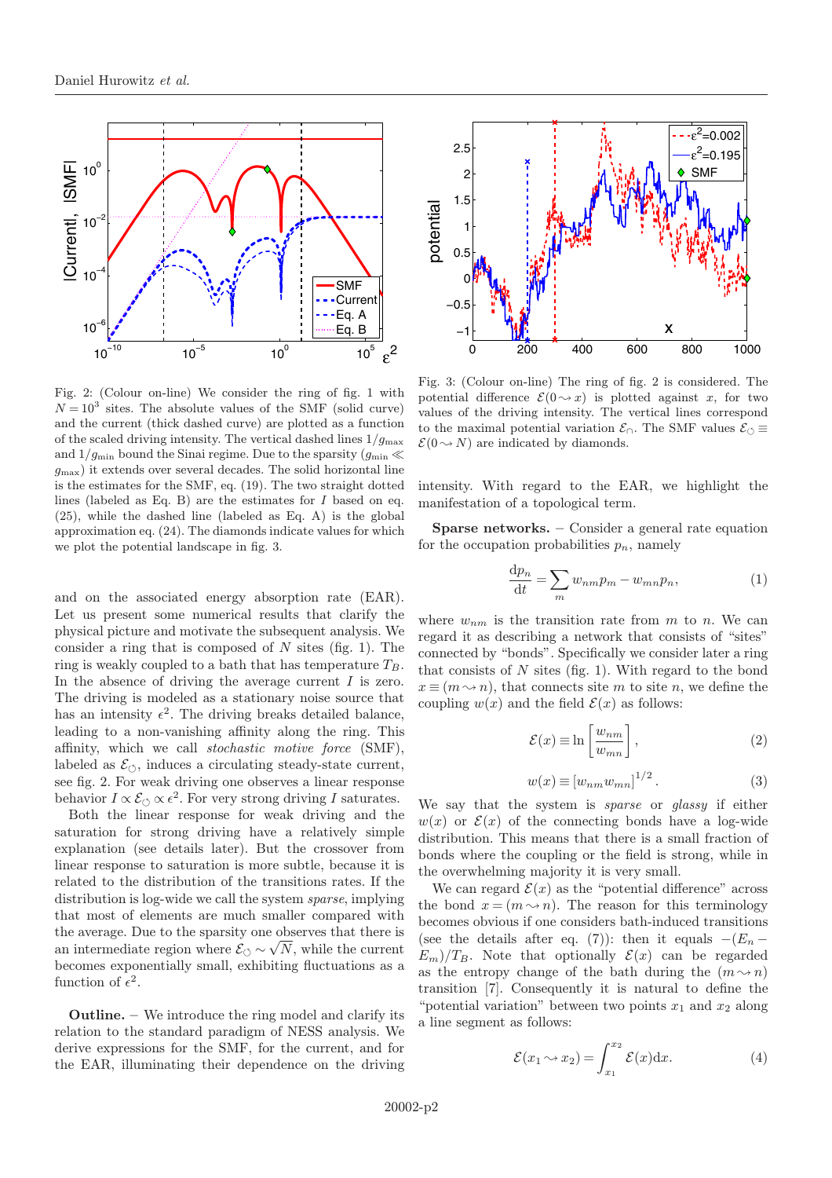Fig. 2: (Colour on-line) We consider the ring of fig. 1 with $N = 10^3$ sites. The absolute values of the SMF (solid curve) and the current (thick dashed curve) are plotted as a function of the scaled driving intensity. The vertical dashed lines $1/g_{\max}$ and $1/g_{\min}$ bound the Sinai regime. Due to the sparsity ($g_{\min} \ll g_{\max}$) it extends over several decades. The solid horizontal line is the estimates for the SMF, eq. (19). The two straight dotted lines (labeled as Eq. B) are the estimates for $I$ based on eq. (25), while the dashed line (labeled as Eq. A) is the global approximation eq. (24). The diamonds indicate values for which we plot the potential landscape in fig. 3.

Fig. 3: (Colour on-line) The ring of fig. 2 is considered. The potential difference $\mathcal{E}(0 \rightsquigarrow x)$ is plotted against $x$, for two values of the driving intensity. The vertical lines correspond to the maximal potential variation $\mathcal{E}_{\cap}$. The SMF values $\mathcal{E}_{\circlearrowleft} \equiv \mathcal{E}(0 \rightsquigarrow N)$ are indicated by diamonds.

and on the associated energy absorption rate (EAR). Let us present some numerical results that clarify the physical picture and motivate the subsequent analysis. We consider a ring that is composed of $N$ sites (fig. 1). The ring is weakly coupled to a bath that has temperature $T_B$. In the absence of driving the average current $I$ is zero. The driving is modeled as a stationary noise source that has an intensity $\epsilon^2$. The driving breaks detailed balance, leading to a non-vanishing affinity along the ring. This affinity, which we call *stochastic motive force* (SMF), labeled as $\mathcal{E}_{\circlearrowleft}$, induces a circulating steady-state current, see fig. 2. For weak driving one observes a linear response behavior $I \propto \mathcal{E}_{\circlearrowleft} \propto \epsilon^2$. For very strong driving $I$ saturates.

Both the linear response for weak driving and the saturation for strong driving have a relatively simple explanation (see details later). But the crossover from linear response to saturation is more subtle, because it is related to the distribution of the transitions rates. If the distribution is log-wide we call the system *sparse*, implying that most of elements are much smaller compared with the average. Due to the sparsity one observes that there is an intermediate region where $\mathcal{E}_{\circlearrowleft} \sim \sqrt{N}$, while the current becomes exponentially small, exhibiting fluctuations as a function of $\epsilon^2$.

**Outline.** – We introduce the ring model and clarify its relation to the standard paradigm of NESS analysis. We derive expressions for the SMF, for the current, and for the EAR, illuminating their dependence on the driving intensity. With regard to the EAR, we highlight the manifestation of a topological term.

**Sparse networks.** – Consider a general rate equation for the occupation probabilities $p_n$, namely

$$\frac{\mathrm{d}p_n}{\mathrm{d}t} = \sum_m w_{nm}p_m - w_{mn}p_n, \tag{1}$$

where $w_{nm}$ is the transition rate from $m$ to $n$. We can regard it as describing a network that consists of "sites" connected by "bonds". Specifically we consider later a ring that consists of $N$ sites (fig. 1). With regard to the bond $x \equiv (m \rightsquigarrow n)$, that connects site $m$ to site $n$, we define the coupling $w(x)$ and the field $\mathcal{E}(x)$ as follows:

$$\mathcal{E}(x) \equiv \ln\left[\frac{w_{nm}}{w_{mn}}\right], \tag{2}$$

$$w(x) \equiv [w_{nm}w_{mn}]^{1/2}. \tag{3}$$

We say that the system is *sparse* or *glassy* if either $w(x)$ or $\mathcal{E}(x)$ of the connecting bonds have a log-wide distribution. This means that there is a small fraction of bonds where the coupling or the field is strong, while in the overwhelming majority it is very small.

We can regard $\mathcal{E}(x)$ as the "potential difference" across the bond $x = (m \rightsquigarrow n)$. The reason for this terminology becomes obvious if one considers bath-induced transitions (see the details after eq. (7)): then it equals $-(E_n - E_m)/T_B$. Note that optionally $\mathcal{E}(x)$ can be regarded as the entropy change of the bath during the $(m \rightsquigarrow n)$ transition [7]. Consequently it is natural to define the "potential variation" between two points $x_1$ and $x_2$ along a line segment as follows:

$$\mathcal{E}(x_1 \rightsquigarrow x_2) = \int_{x_1}^{x_2} \mathcal{E}(x)\mathrm{d}x. \tag{4}$$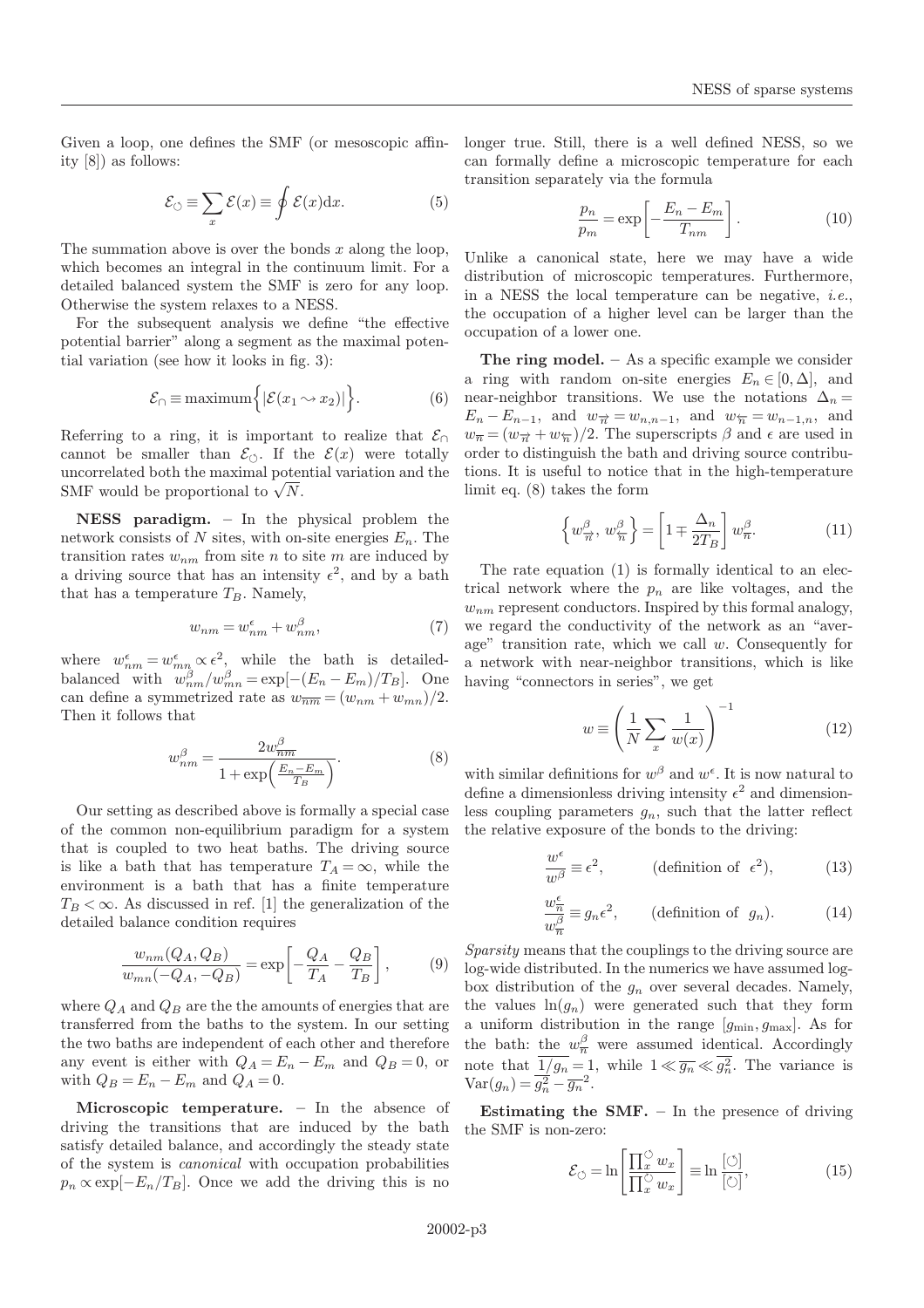Given a loop, one defines the SMF (or mesoscopic affinity [8]) as follows:

$$\mathcal{E}_{\circlearrowleft} \equiv \sum_{x} \mathcal{E}(x) \equiv \oint \mathcal{E}(x)\mathrm{d}x. \tag{5}$$

The summation above is over the bonds $x$ along the loop, which becomes an integral in the continuum limit. For a detailed balanced system the SMF is zero for any loop. Otherwise the system relaxes to a NESS.

For the subsequent analysis we define "the effective potential barrier" along a segment as the maximal potential variation (see how it looks in fig. 3):

$$\mathcal{E}_{\cap} \equiv \text{maximum}\Big\{ |\mathcal{E}(x_1 \rightsquigarrow x_2)| \Big\}. \tag{6}$$

Referring to a ring, it is important to realize that $\mathcal{E}_{\cap}$ cannot be smaller than $\mathcal{E}_{\circlearrowleft}$. If the $\mathcal{E}(x)$ were totally uncorrelated both the maximal potential variation and the SMF would be proportional to $\sqrt{N}$.

**NESS paradigm.** – In the physical problem the network consists of $N$ sites, with on-site energies $E_n$. The transition rates $w_{nm}$ from site $n$ to site $m$ are induced by a driving source that has an intensity $\epsilon^2$, and by a bath that has a temperature $T_B$. Namely,

$$w_{nm} = w^{\epsilon}_{nm} + w^{\beta}_{nm}, \tag{7}$$

where $w^{\epsilon}_{nm} = w^{\epsilon}_{mn} \propto \epsilon^2$, while the bath is detailed-balanced with $w^{\beta}_{nm}/w^{\beta}_{mn} = \exp[-(E_n - E_m)/T_B]$. One can define a symmetrized rate as $w_{\overline{nm}} = (w_{nm} + w_{mn})/2$. Then it follows that

$$w^{\beta}_{nm} = \frac{2w^{\beta}_{\overline{nm}}}{1 + \exp\left(\frac{E_n - E_m}{T_B}\right)}. \tag{8}$$

Our setting as described above is formally a special case of the common non-equilibrium paradigm for a system that is coupled to two heat baths. The driving source is like a bath that has temperature $T_A = \infty$, while the environment is a bath that has a finite temperature $T_B < \infty$. As discussed in ref. [1] the generalization of the detailed balance condition requires

$$\frac{w_{nm}(Q_A, Q_B)}{w_{mn}(-Q_A, -Q_B)} = \exp\left[-\frac{Q_A}{T_A} - \frac{Q_B}{T_B}\right], \tag{9}$$

where $Q_A$ and $Q_B$ are the the amounts of energies that are transferred from the baths to the system. In our setting the two baths are independent of each other and therefore any event is either with $Q_A = E_n - E_m$ and $Q_B = 0$, or with $Q_B = E_n - E_m$ and $Q_A = 0$.

**Microscopic temperature.** – In the absence of driving the transitions that are induced by the bath satisfy detailed balance, and accordingly the steady state of the system is *canonical* with occupation probabilities $p_n \propto \exp[-E_n/T_B]$. Once we add the driving this is no longer true. Still, there is a well defined NESS, so we can formally define a microscopic temperature for each transition separately via the formula

$$\frac{p_n}{p_m} = \exp\left[-\frac{E_n - E_m}{T_{nm}}\right]. \tag{10}$$

Unlike a canonical state, here we may have a wide distribution of microscopic temperatures. Furthermore, in a NESS the local temperature can be negative, *i.e.*, the occupation of a higher level can be larger than the occupation of a lower one.

**The ring model.** – As a specific example we consider a ring with random on-site energies $E_n \in [0, \Delta]$, and near-neighbor transitions. We use the notations $\Delta_n = E_n - E_{n-1}$, and $w_{\overrightarrow{n}} = w_{n,n-1}$, and $w_{\overleftarrow{n}} = w_{n-1,n}$, and $w_{\overline{n}} = (w_{\overrightarrow{n}} + w_{\overleftarrow{n}})/2$. The superscripts $\beta$ and $\epsilon$ are used in order to distinguish the bath and driving source contributions. It is useful to notice that in the high-temperature limit eq. (8) takes the form

$$\left\{ w^{\beta}_{\overrightarrow{n}}, w^{\beta}_{\overleftarrow{n}} \right\} = \left[ 1 \mp \frac{\Delta_n}{2T_B} \right] w^{\beta}_{\overline{n}}. \tag{11}$$

The rate equation (1) is formally identical to an electrical network where the $p_n$ are like voltages, and the $w_{nm}$ represent conductors. Inspired by this formal analogy, we regard the conductivity of the network as an "average" transition rate, which we call $w$. Consequently for a network with near-neighbor transitions, which is like having "connectors in series", we get

$$w \equiv \left( \frac{1}{N} \sum_{x} \frac{1}{w(x)} \right)^{-1} \tag{12}$$

with similar definitions for $w^{\beta}$ and $w^{\epsilon}$. It is now natural to define a dimensionless driving intensity $\epsilon^2$ and dimensionless coupling parameters $g_n$, such that the latter reflect the relative exposure of the bonds to the driving:

$$\frac{w^{\epsilon}}{w^{\beta}} \equiv \epsilon^2, \qquad \text{(definition of } \epsilon^2\text{)}, \tag{13}$$

$$\frac{w^{\epsilon}_{\overline{n}}}{w^{\beta}_{\overline{n}}} \equiv g_n \epsilon^2, \qquad \text{(definition of } g_n\text{)}. \tag{14}$$

*Sparsity* means that the couplings to the driving source are log-wide distributed. In the numerics we have assumed log-box distribution of the $g_n$ over several decades. Namely, the values $\ln(g_n)$ were generated such that they form a uniform distribution in the range $[g_{\min}, g_{\max}]$. As for the bath: the $w^{\beta}_{\overline{n}}$ were assumed identical. Accordingly note that $\overline{1/g_n} = 1$, while $1 \ll \overline{g_n} \ll \overline{g^2_n}$. The variance is $\mathrm{Var}(g_n) = \overline{g^2_n} - \overline{g_n}^2$.

**Estimating the SMF.** – In the presence of driving the SMF is non-zero:

$$\mathcal{E}_{\circlearrowleft} = \ln\left[\frac{\prod^{\circlearrowleft}_{x} w_x}{\prod^{\circlearrowright}_{x} w_x}\right] \equiv \ln\frac{[\circlearrowleft]}{[\circlearrowright]}, \tag{15}$$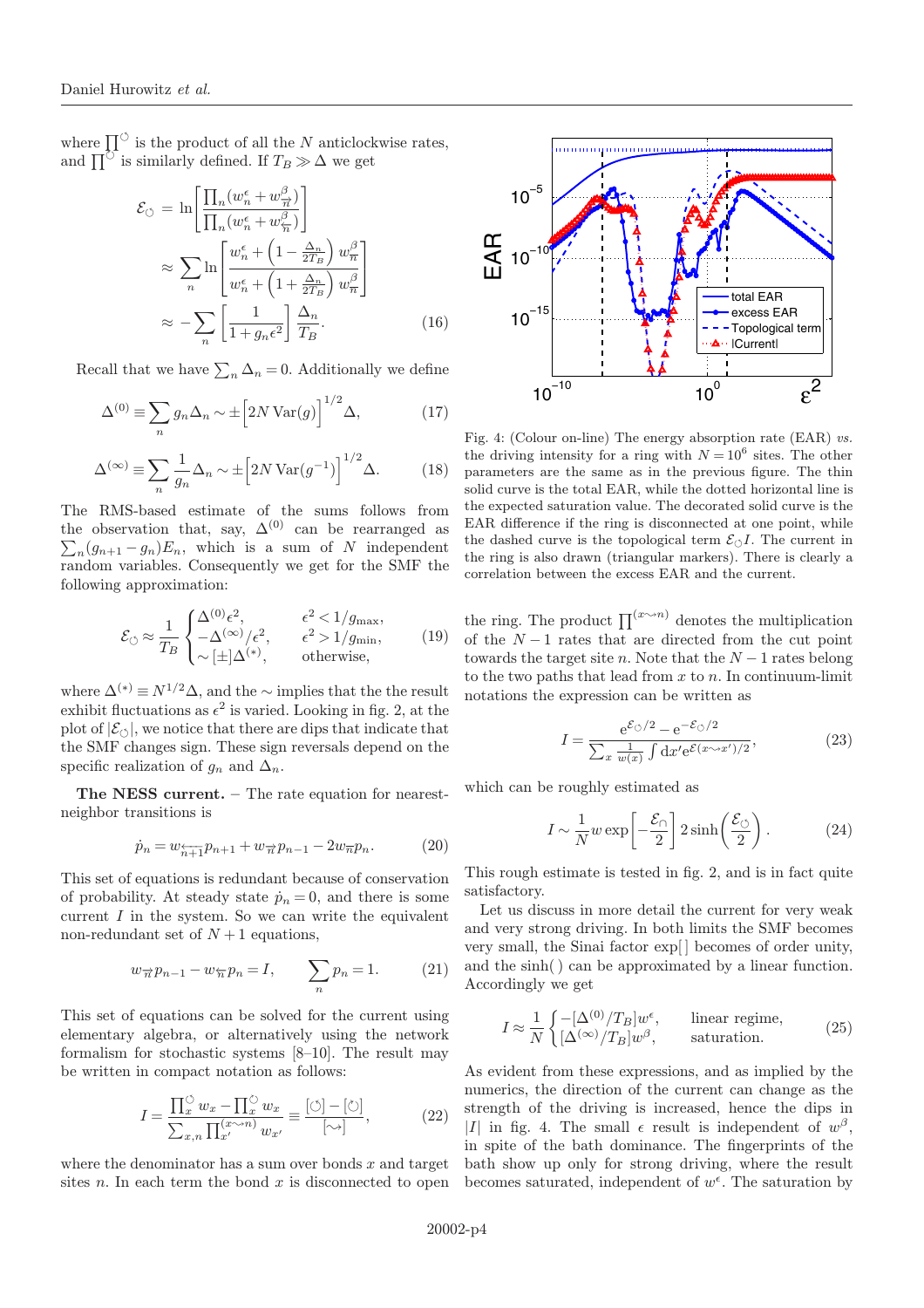where $\prod^{\circlearrowleft}$ is the product of all the $N$ anticlockwise rates, and $\prod^{\circlearrowright}$ is similarly defined. If $T_B \gg \Delta$ we get

$$
\begin{aligned}
\mathcal{E}_{\circlearrowleft} &= \ln\left[\frac{\prod_n (w_n^{\epsilon} + w_{\overrightarrow{n}}^{\beta})}{\prod_n (w_n^{\epsilon} + w_{\overleftarrow{n}}^{\beta})}\right] \\
&\approx \sum_n \ln\left[\frac{w_n^{\epsilon} + \left(1 - \frac{\Delta_n}{2T_B}\right) w_{\overline{n}}^{\beta}}{w_n^{\epsilon} + \left(1 + \frac{\Delta_n}{2T_B}\right) w_{\overline{n}}^{\beta}}\right] \\
&\approx -\sum_n \left[\frac{1}{1 + g_n \epsilon^2}\right] \frac{\Delta_n}{T_B}.
\end{aligned} \tag{16}
$$

Recall that we have $\sum_n \Delta_n = 0$. Additionally we define

$$
\Delta^{(0)} \equiv \sum_n g_n \Delta_n \sim \pm \left[2N\,\mathrm{Var}(g)\right]^{1/2} \Delta, \tag{17}
$$

$$
\Delta^{(\infty)} \equiv \sum_n \frac{1}{g_n} \Delta_n \sim \pm \left[2N\,\mathrm{Var}(g^{-1})\right]^{1/2} \Delta. \tag{18}
$$

The RMS-based estimate of the sums follows from the observation that, say, $\Delta^{(0)}$ can be rearranged as $\sum_n (g_{n+1} - g_n) E_n$, which is a sum of $N$ independent random variables. Consequently we get for the SMF the following approximation:

$$
\mathcal{E}_{\circlearrowleft} \approx \frac{1}{T_B} \begin{cases} \Delta^{(0)} \epsilon^2, & \epsilon^2 < 1/g_{\max}, \\ -\Delta^{(\infty)}/\epsilon^2, & \epsilon^2 > 1/g_{\min}, \\ \sim [\pm] \Delta^{(*)}, & \text{otherwise}, \end{cases} \tag{19}
$$

where $\Delta^{(*)} \equiv N^{1/2}\Delta$, and the $\sim$ implies that the the result exhibit fluctuations as $\epsilon^2$ is varied. Looking in fig. 2, at the plot of $|\mathcal{E}_{\circlearrowleft}|$, we notice that there are dips that indicate that the SMF changes sign. These sign reversals depend on the specific realization of $g_n$ and $\Delta_n$.

**The NESS current.** – The rate equation for nearest-neighbor transitions is

$$
\dot{p}_n = w_{\overleftarrow{n+1}} p_{n+1} + w_{\overrightarrow{n}} p_{n-1} - 2 w_{\overline{n}} p_n. \tag{20}
$$

This set of equations is redundant because of conservation of probability. At steady state $\dot{p}_n = 0$, and there is some current $I$ in the system. So we can write the equivalent non-redundant set of $N+1$ equations,

$$
w_{\overrightarrow{n}} p_{n-1} - w_{\overleftarrow{n}} p_n = I, \qquad \sum_n p_n = 1. \tag{21}
$$

This set of equations can be solved for the current using elementary algebra, or alternatively using the network formalism for stochastic systems [8–10]. The result may be written in compact notation as follows:

$$
I = \frac{\prod_x^{\circlearrowleft} w_x - \prod_x^{\circlearrowright} w_x}{\sum_{x,n} \prod_{x'}^{(x \rightsquigarrow n)} w_{x'}} \equiv \frac{[\circlearrowleft] - [\circlearrowright]}{[\rightsquigarrow]}, \tag{22}
$$

where the denominator has a sum over bonds $x$ and target sites $n$. In each term the bond $x$ is disconnected to open the ring. The product $\prod^{(x \rightsquigarrow n)}$ denotes the multiplication of the $N-1$ rates that are directed from the cut point towards the target site $n$. Note that the $N-1$ rates belong to the two paths that lead from $x$ to $n$. In continuum-limit notations the expression can be written as

$$
I = \frac{\mathrm{e}^{\mathcal{E}_{\circlearrowleft}/2} - \mathrm{e}^{-\mathcal{E}_{\circlearrowleft}/2}}{\sum_x \frac{1}{w(x)} \int \mathrm{d}x' \mathrm{e}^{\mathcal{E}(x \rightsquigarrow x')/2}}, \tag{23}
$$

which can be roughly estimated as

$$
I \sim \frac{1}{N} w \exp\left[-\frac{\mathcal{E}_{\cap}}{2}\right] 2\sinh\left(\frac{\mathcal{E}_{\circlearrowleft}}{2}\right). \tag{24}
$$

This rough estimate is tested in fig. 2, and is in fact quite satisfactory.

Let us discuss in more detail the current for very weak and very strong driving. In both limits the SMF becomes very small, the Sinai factor exp[ ] becomes of order unity, and the sinh( ) can be approximated by a linear function. Accordingly we get

$$
I \approx \frac{1}{N} \begin{cases} -[\Delta^{(0)}/T_B] w^{\epsilon}, & \text{linear regime}, \\ [\Delta^{(\infty)}/T_B] w^{\beta}, & \text{saturation}. \end{cases} \tag{25}
$$

As evident from these expressions, and as implied by the numerics, the direction of the current can change as the strength of the driving is increased, hence the dips in $|I|$ in fig. 4. The small $\epsilon$ result is independent of $w^{\beta}$, in spite of the bath dominance. The fingerprints of the bath show up only for strong driving, where the result becomes saturated, independent of $w^{\epsilon}$. The saturation by

Fig. 4: (Colour on-line) The energy absorption rate (EAR) *vs.* the driving intensity for a ring with $N = 10^6$ sites. The other parameters are the same as in the previous figure. The thin solid curve is the total EAR, while the dotted horizontal line is the expected saturation value. The decorated solid curve is the EAR difference if the ring is disconnected at one point, while the dashed curve is the topological term $\mathcal{E}_{\circlearrowleft} I$. The current in the ring is also drawn (triangular markers). There is clearly a correlation between the excess EAR and the current.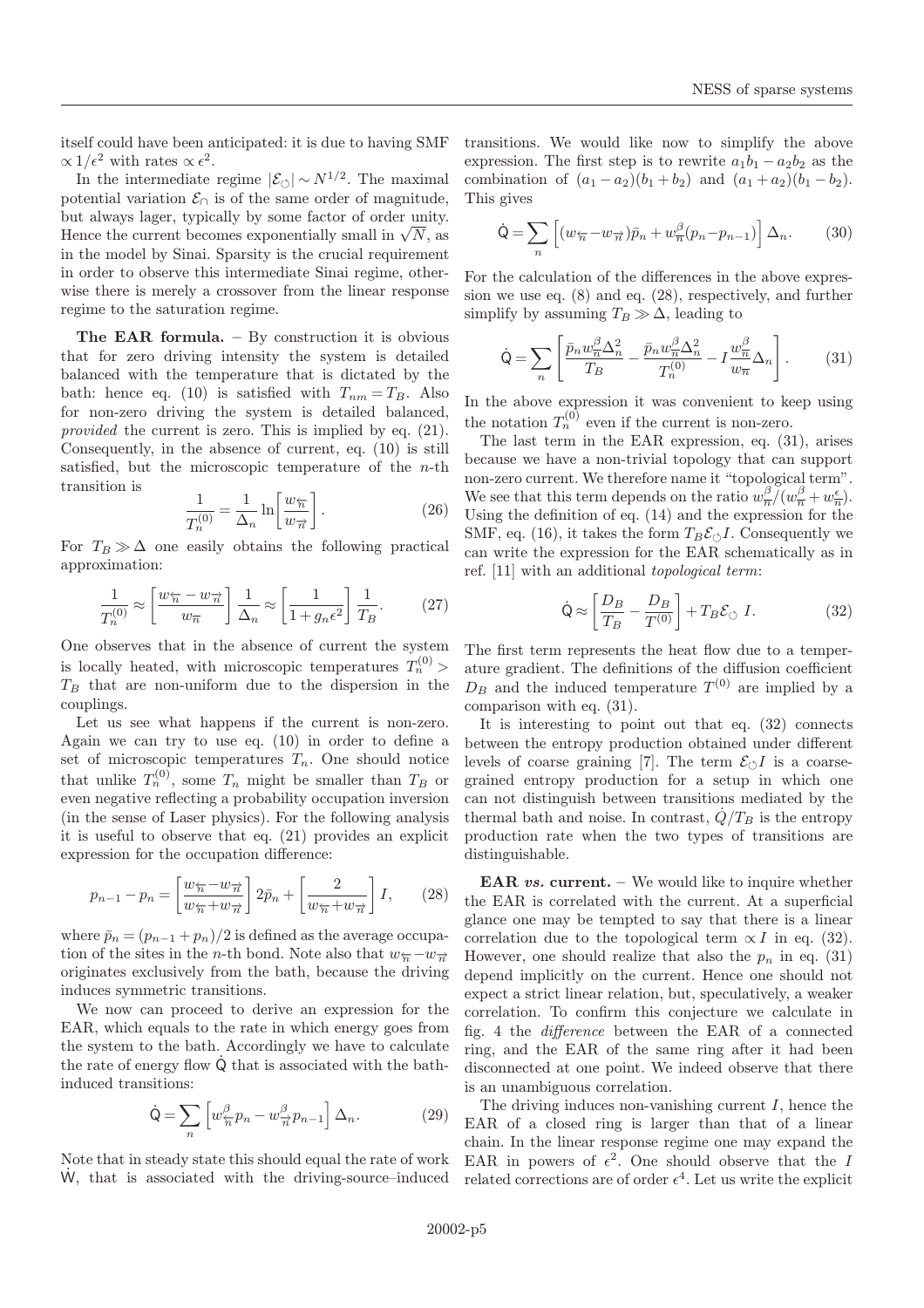itself could have been anticipated: it is due to having SMF $\propto 1/\epsilon^2$ with rates $\propto \epsilon^2$.

In the intermediate regime $|\mathcal{E}_{\circlearrowleft}| \sim N^{1/2}$. The maximal potential variation $\mathcal{E}_{\cap}$ is of the same order of magnitude, but always lager, typically by some factor of order unity. Hence the current becomes exponentially small in $\sqrt{N}$, as in the model by Sinai. Sparsity is the crucial requirement in order to observe this intermediate Sinai regime, otherwise there is merely a crossover from the linear response regime to the saturation regime.

**The EAR formula.** – By construction it is obvious that for zero driving intensity the system is detailed balanced with the temperature that is dictated by the bath: hence eq. (10) is satisfied with $T_{nm} = T_B$. Also for non-zero driving the system is detailed balanced, *provided* the current is zero. This is implied by eq. (21). Consequently, in the absence of current, eq. (10) is still satisfied, but the microscopic temperature of the $n$-th transition is

$$\frac{1}{T_n^{(0)}} = \frac{1}{\Delta_n} \ln\left[\frac{w_{\overleftarrow{n}}}{w_{\overrightarrow{n}}}\right]. \tag{26}$$

For $T_B \gg \Delta$ one easily obtains the following practical approximation:

$$\frac{1}{T_n^{(0)}} \approx \left[\frac{w_{\overleftarrow{n}} - w_{\overrightarrow{n}}}{w_{\overline{n}}}\right] \frac{1}{\Delta_n} \approx \left[\frac{1}{1+g_n\epsilon^2}\right] \frac{1}{T_B}. \tag{27}$$

One observes that in the absence of current the system is locally heated, with microscopic temperatures $T_n^{(0)} > T_B$ that are non-uniform due to the dispersion in the couplings.

Let us see what happens if the current is non-zero. Again we can try to use eq. (10) in order to define a set of microscopic temperatures $T_n$. One should notice that unlike $T_n^{(0)}$, some $T_n$ might be smaller than $T_B$ or even negative reflecting a probability occupation inversion (in the sense of Laser physics). For the following analysis it is useful to observe that eq. (21) provides an explicit expression for the occupation difference:

$$p_{n-1} - p_n = \left[\frac{w_{\overleftarrow{n}} - w_{\overrightarrow{n}}}{w_{\overleftarrow{n}} + w_{\overrightarrow{n}}}\right] 2\bar{p}_n + \left[\frac{2}{w_{\overleftarrow{n}} + w_{\overrightarrow{n}}}\right] I, \tag{28}$$

where $\bar{p}_n = (p_{n-1} + p_n)/2$ is defined as the average occupation of the sites in the $n$-th bond. Note also that $w_{\overleftarrow{n}} - w_{\overrightarrow{n}}$ originates exclusively from the bath, because the driving induces symmetric transitions.

We now can proceed to derive an expression for the EAR, which equals to the rate in which energy goes from the system to the bath. Accordingly we have to calculate the rate of energy flow $\dot{\mathsf{Q}}$ that is associated with the bath-induced transitions:

$$\dot{\mathsf{Q}} = \sum_n \left[w^{\beta}_{\overleftarrow{n}} p_n - w^{\beta}_{\overrightarrow{n}} p_{n-1}\right] \Delta_n. \tag{29}$$

Note that in steady state this should equal the rate of work $\dot{\mathsf{W}}$, that is associated with the driving-source–induced transitions. We would like now to simplify the above expression. The first step is to rewrite $a_1 b_1 - a_2 b_2$ as the combination of $(a_1 - a_2)(b_1 + b_2)$ and $(a_1 + a_2)(b_1 - b_2)$. This gives

$$\dot{\mathsf{Q}} = \sum_n \left[(w_{\overleftarrow{n}} - w_{\overrightarrow{n}})\bar{p}_n + w^{\beta}_{\overline{n}}(p_n - p_{n-1})\right] \Delta_n. \tag{30}$$

For the calculation of the differences in the above expression we use eq. (8) and eq. (28), respectively, and further simplify by assuming $T_B \gg \Delta$, leading to

$$\dot{\mathsf{Q}} = \sum_n \left[\frac{\bar{p}_n w^{\beta}_{\overline{n}} \Delta_n^2}{T_B} - \frac{\bar{p}_n w^{\beta}_{\overline{n}} \Delta_n^2}{T_n^{(0)}} - I \frac{w^{\beta}_{\overline{n}}}{w_{\overline{n}}} \Delta_n\right]. \tag{31}$$

In the above expression it was convenient to keep using the notation $T_n^{(0)}$ even if the current is non-zero.

The last term in the EAR expression, eq. (31), arises because we have a non-trivial topology that can support non-zero current. We therefore name it "topological term". We see that this term depends on the ratio $w^{\beta}_{\overline{n}}/(w^{\beta}_{\overline{n}} + w^{\epsilon}_{\overline{n}})$. Using the definition of eq. (14) and the expression for the SMF, eq. (16), it takes the form $T_B \mathcal{E}_{\circlearrowleft} I$. Consequently we can write the expression for the EAR schematically as in ref. [11] with an additional *topological term*:

$$\dot{\mathsf{Q}} \approx \left[\frac{D_B}{T_B} - \frac{D_B}{T^{(0)}}\right] + T_B \mathcal{E}_{\circlearrowleft}\ I. \tag{32}$$

The first term represents the heat flow due to a temperature gradient. The definitions of the diffusion coefficient $D_B$ and the induced temperature $T^{(0)}$ are implied by a comparison with eq. (31).

It is interesting to point out that eq. (32) connects between the entropy production obtained under different levels of coarse graining [7]. The term $\mathcal{E}_{\circlearrowleft} I$ is a coarse-grained entropy production for a setup in which one can not distinguish between transitions mediated by the thermal bath and noise. In contrast, $\dot{Q}/T_B$ is the entropy production rate when the two types of transitions are distinguishable.

**EAR *vs.* current.** – We would like to inquire whether the EAR is correlated with the current. At a superficial glance one may be tempted to say that there is a linear correlation due to the topological term $\propto I$ in eq. (32). However, one should realize that also the $p_n$ in eq. (31) depend implicitly on the current. Hence one should not expect a strict linear relation, but, speculatively, a weaker correlation. To confirm this conjecture we calculate in fig. 4 the *difference* between the EAR of a connected ring, and the EAR of the same ring after it had been disconnected at one point. We indeed observe that there is an unambiguous correlation.

The driving induces non-vanishing current $I$, hence the EAR of a closed ring is larger than that of a linear chain. In the linear response regime one may expand the EAR in powers of $\epsilon^2$. One should observe that the $I$ related corrections are of order $\epsilon^4$. Let us write the explicit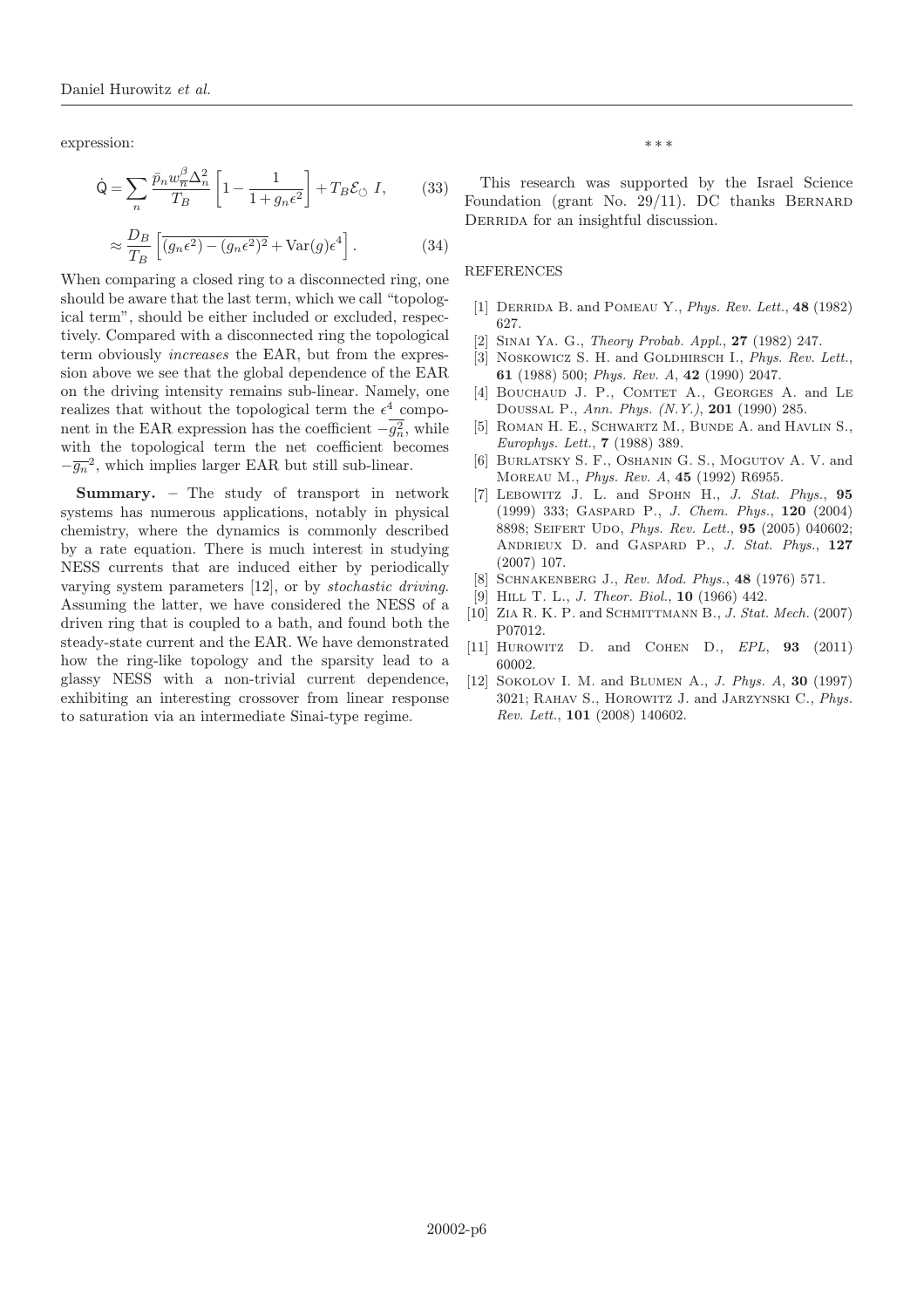expression:

$$\dot{\mathsf{Q}} = \sum_n \frac{\bar{p}_n w_n^{\beta} \Delta_n^2}{T_B} \left[ 1 - \frac{1}{1 + g_n \epsilon^2} \right] + T_B \mathcal{E}_{\circlearrowleft} \, I, \tag{33}$$

$$\approx \frac{D_B}{T_B} \left[ \overline{(g_n \epsilon^2) - (g_n \epsilon^2)^2} + \mathrm{Var}(g) \epsilon^4 \right]. \tag{34}$$

When comparing a closed ring to a disconnected ring, one should be aware that the last term, which we call "topological term", should be either included or excluded, respectively. Compared with a disconnected ring the topological term obviously *increases* the EAR, but from the expression above we see that the global dependence of the EAR on the driving intensity remains sub-linear. Namely, one realizes that without the topological term the $\epsilon^4$ component in the EAR expression has the coefficient $-\overline{g_n^2}$, while with the topological term the net coefficient becomes $-\overline{g_n}^2$, which implies larger EAR but still sub-linear.

**Summary.** – The study of transport in network systems has numerous applications, notably in physical chemistry, where the dynamics is commonly described by a rate equation. There is much interest in studying NESS currents that are induced either by periodically varying system parameters [12], or by *stochastic driving*. Assuming the latter, we have considered the NESS of a driven ring that is coupled to a bath, and found both the steady-state current and the EAR. We have demonstrated how the ring-like topology and the sparsity lead to a glassy NESS with a non-trivial current dependence, exhibiting an interesting crossover from linear response to saturation via an intermediate Sinai-type regime.

\* \* \*

This research was supported by the Israel Science Foundation (grant No. 29/11). DC thanks Bernard Derrida for an insightful discussion.

REFERENCES

[1] Derrida B. and Pomeau Y., *Phys. Rev. Lett.*, **48** (1982) 627.

[2] Sinai Ya. G., *Theory Probab. Appl.*, **27** (1982) 247.

[3] Noskowicz S. H. and Goldhirsch I., *Phys. Rev. Lett.*, **61** (1988) 500; *Phys. Rev. A*, **42** (1990) 2047.

[4] Bouchaud J. P., Comtet A., Georges A. and Le Doussal P., *Ann. Phys. (N.Y.)*, **201** (1990) 285.

[5] Roman H. E., Schwartz M., Bunde A. and Havlin S., *Europhys. Lett.*, **7** (1988) 389.

[6] Burlatsky S. F., Oshanin G. S., Mogutov A. V. and Moreau M., *Phys. Rev. A*, **45** (1992) R6955.

[7] Lebowitz J. L. and Spohn H., *J. Stat. Phys.*, **95** (1999) 333; Gaspard P., *J. Chem. Phys.*, **120** (2004) 8898; Seifert Udo, *Phys. Rev. Lett.*, **95** (2005) 040602; Andrieux D. and Gaspard P., *J. Stat. Phys.*, **127** (2007) 107.

[8] Schnakenberg J., *Rev. Mod. Phys.*, **48** (1976) 571.

[9] Hill T. L., *J. Theor. Biol.*, **10** (1966) 442.

[10] Zia R. K. P. and Schmittmann B., *J. Stat. Mech.* (2007) P07012.

[11] Hurowitz D. and Cohen D., *EPL*, **93** (2011) 60002.

[12] Sokolov I. M. and Blumen A., *J. Phys. A*, **30** (1997) 3021; Rahav S., Horowitz J. and Jarzynski C., *Phys. Rev. Lett.*, **101** (2008) 140602.